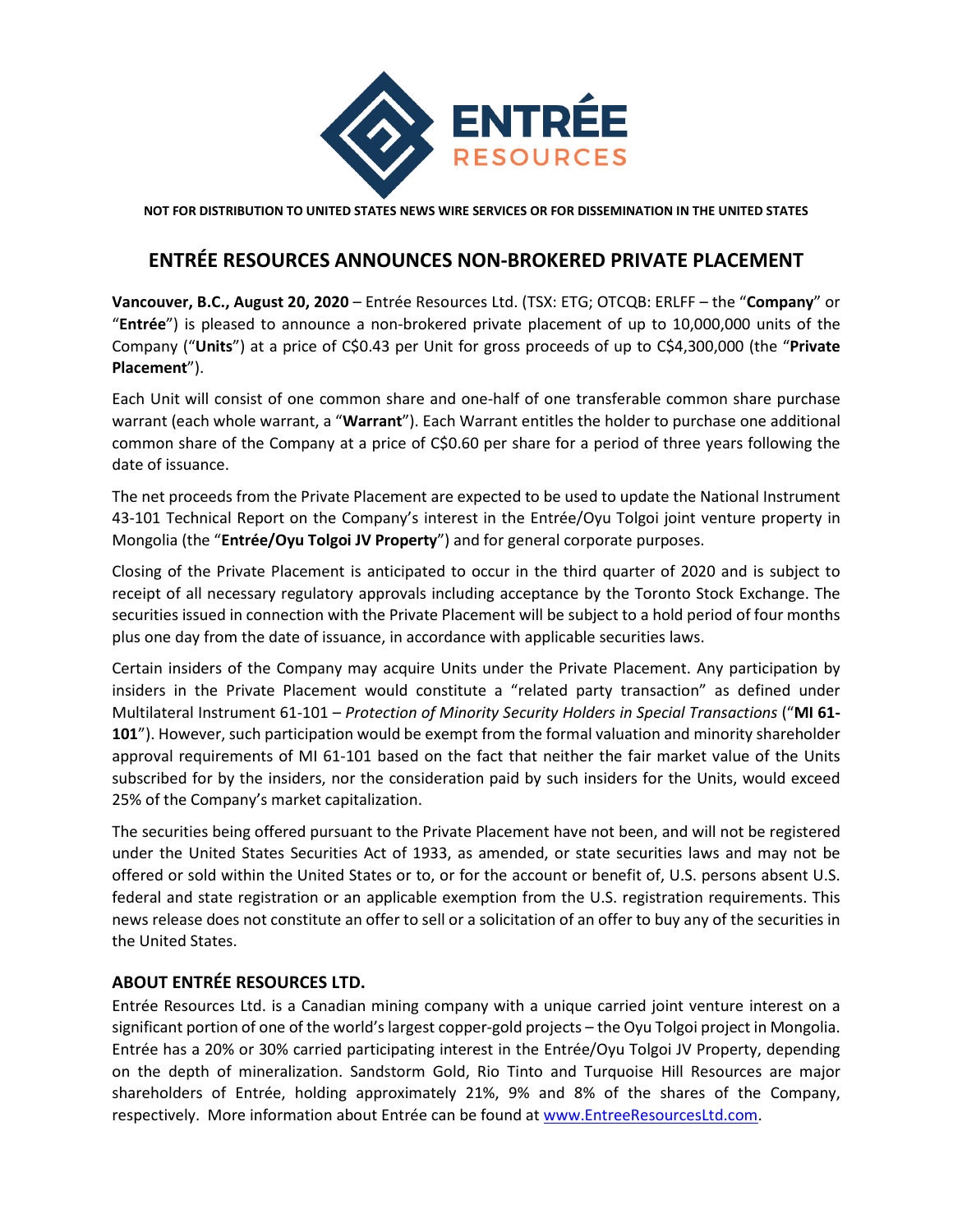**NOT FOR DISTRIBUTION TO UNITED STATES NEWS WIRE SERVICES OR FOR DISSEMINATION IN THE UNITED STATES**

# ENTRÉE RESOURCES ANNOUNCES NON-BROKERED PRIVATE PLACEMENT

**Vancouver, B.C., August 20, 2020** – Entrée Resources Ltd. (TSX: ETG; OTCQB: ERLFF – the "**Company**" or "**Entrée**") is pleased to announce a non-brokered private placement of up to 10,000,000 units of the Company ("**Units**") at a price of C$0.43 per Unit for gross proceeds of up to C$4,300,000 (the "**Private Placement**").

Each Unit will consist of one common share and one-half of one transferable common share purchase warrant (each whole warrant, a "**Warrant**"). Each Warrant entitles the holder to purchase one additional common share of the Company at a price of C$0.60 per share for a period of three years following the date of issuance.

The net proceeds from the Private Placement are expected to be used to update the National Instrument 43-101 Technical Report on the Company's interest in the Entrée/Oyu Tolgoi joint venture property in Mongolia (the "**Entrée/Oyu Tolgoi JV Property**") and for general corporate purposes.

Closing of the Private Placement is anticipated to occur in the third quarter of 2020 and is subject to receipt of all necessary regulatory approvals including acceptance by the Toronto Stock Exchange. The securities issued in connection with the Private Placement will be subject to a hold period of four months plus one day from the date of issuance, in accordance with applicable securities laws.

Certain insiders of the Company may acquire Units under the Private Placement. Any participation by insiders in the Private Placement would constitute a "related party transaction" as defined under Multilateral Instrument 61-101 – *Protection of Minority Security Holders in Special Transactions* ("**MI 61-101**"). However, such participation would be exempt from the formal valuation and minority shareholder approval requirements of MI 61-101 based on the fact that neither the fair market value of the Units subscribed for by the insiders, nor the consideration paid by such insiders for the Units, would exceed 25% of the Company's market capitalization.

The securities being offered pursuant to the Private Placement have not been, and will not be registered under the United States Securities Act of 1933, as amended, or state securities laws and may not be offered or sold within the United States or to, or for the account or benefit of, U.S. persons absent U.S. federal and state registration or an applicable exemption from the U.S. registration requirements. This news release does not constitute an offer to sell or a solicitation of an offer to buy any of the securities in the United States.

## ABOUT ENTRÉE RESOURCES LTD.

Entrée Resources Ltd. is a Canadian mining company with a unique carried joint venture interest on a significant portion of one of the world's largest copper-gold projects – the Oyu Tolgoi project in Mongolia. Entrée has a 20% or 30% carried participating interest in the Entrée/Oyu Tolgoi JV Property, depending on the depth of mineralization. Sandstorm Gold, Rio Tinto and Turquoise Hill Resources are major shareholders of Entrée, holding approximately 21%, 9% and 8% of the shares of the Company, respectively. More information about Entrée can be found at [www.EntreeResourcesLtd.com](http://www.EntreeResourcesLtd.com).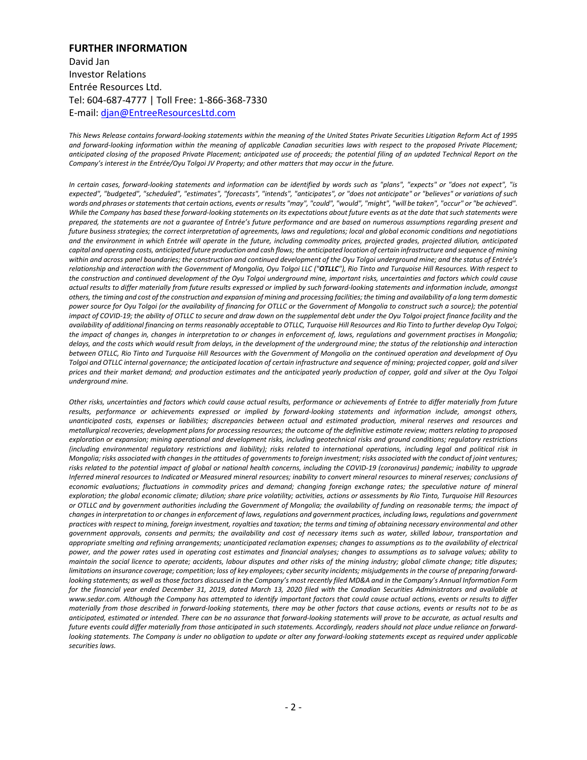## FURTHER INFORMATION

David Jan
Investor Relations
Entrée Resources Ltd.
Tel: 604-687-4777 | Toll Free: 1-866-368-7330
E-mail: djan@EntreeResourcesLtd.com

*This News Release contains forward-looking statements within the meaning of the United States Private Securities Litigation Reform Act of 1995 and forward-looking information within the meaning of applicable Canadian securities laws with respect to the proposed Private Placement; anticipated closing of the proposed Private Placement; anticipated use of proceeds; the potential filing of an updated Technical Report on the Company's interest in the Entrée/Oyu Tolgoi JV Property; and other matters that may occur in the future.*

*In certain cases, forward-looking statements and information can be identified by words such as "plans", "expects" or "does not expect", "is expected", "budgeted", "scheduled", "estimates", "forecasts", "intends", "anticipates", or "does not anticipate" or "believes" or variations of such words and phrases or statements that certain actions, events or results "may", "could", "would", "might", "will be taken", "occur" or "be achieved". While the Company has based these forward-looking statements on its expectations about future events as at the date that such statements were prepared, the statements are not a guarantee of Entrée's future performance and are based on numerous assumptions regarding present and future business strategies; the correct interpretation of agreements, laws and regulations; local and global economic conditions and negotiations and the environment in which Entrée will operate in the future, including commodity prices, projected grades, projected dilution, anticipated capital and operating costs, anticipated future production and cash flows; the anticipated location of certain infrastructure and sequence of mining within and across panel boundaries; the construction and continued development of the Oyu Tolgoi underground mine; and the status of Entrée's relationship and interaction with the Government of Mongolia, Oyu Tolgoi LLC ("**OTLLC**"), Rio Tinto and Turquoise Hill Resources. With respect to the construction and continued development of the Oyu Tolgoi underground mine, important risks, uncertainties and factors which could cause actual results to differ materially from future results expressed or implied by such forward-looking statements and information include, amongst others, the timing and cost of the construction and expansion of mining and processing facilities; the timing and availability of a long term domestic power source for Oyu Tolgoi (or the availability of financing for OTLLC or the Government of Mongolia to construct such a source); the potential impact of COVID-19; the ability of OTLLC to secure and draw down on the supplemental debt under the Oyu Tolgoi project finance facility and the availability of additional financing on terms reasonably acceptable to OTLLC, Turquoise Hill Resources and Rio Tinto to further develop Oyu Tolgoi; the impact of changes in, changes in interpretation to or changes in enforcement of, laws, regulations and government practises in Mongolia; delays, and the costs which would result from delays, in the development of the underground mine; the status of the relationship and interaction between OTLLC, Rio Tinto and Turquoise Hill Resources with the Government of Mongolia on the continued operation and development of Oyu Tolgoi and OTLLC internal governance; the anticipated location of certain infrastructure and sequence of mining; projected copper, gold and silver prices and their market demand; and production estimates and the anticipated yearly production of copper, gold and silver at the Oyu Tolgoi underground mine.*

*Other risks, uncertainties and factors which could cause actual results, performance or achievements of Entrée to differ materially from future results, performance or achievements expressed or implied by forward-looking statements and information include, amongst others, unanticipated costs, expenses or liabilities; discrepancies between actual and estimated production, mineral reserves and resources and metallurgical recoveries; development plans for processing resources; the outcome of the definitive estimate review; matters relating to proposed exploration or expansion; mining operational and development risks, including geotechnical risks and ground conditions; regulatory restrictions (including environmental regulatory restrictions and liability); risks related to international operations, including legal and political risk in Mongolia; risks associated with changes in the attitudes of governments to foreign investment; risks associated with the conduct of joint ventures; risks related to the potential impact of global or national health concerns, including the COVID-19 (coronavirus) pandemic; inability to upgrade Inferred mineral resources to Indicated or Measured mineral resources; inability to convert mineral resources to mineral reserves; conclusions of economic evaluations; fluctuations in commodity prices and demand; changing foreign exchange rates; the speculative nature of mineral exploration; the global economic climate; dilution; share price volatility; activities, actions or assessments by Rio Tinto, Turquoise Hill Resources or OTLLC and by government authorities including the Government of Mongolia; the availability of funding on reasonable terms; the impact of changes in interpretation to or changes in enforcement of laws, regulations and government practices, including laws, regulations and government practices with respect to mining, foreign investment, royalties and taxation; the terms and timing of obtaining necessary environmental and other government approvals, consents and permits; the availability and cost of necessary items such as water, skilled labour, transportation and appropriate smelting and refining arrangements; unanticipated reclamation expenses; changes to assumptions as to the availability of electrical power, and the power rates used in operating cost estimates and financial analyses; changes to assumptions as to salvage values; ability to maintain the social licence to operate; accidents, labour disputes and other risks of the mining industry; global climate change; title disputes; limitations on insurance coverage; competition; loss of key employees; cyber security incidents; misjudgements in the course of preparing forward-looking statements; as well as those factors discussed in the Company's most recently filed MD&A and in the Company's Annual Information Form for the financial year ended December 31, 2019, dated March 13, 2020 filed with the Canadian Securities Administrators and available at www.sedar.com. Although the Company has attempted to identify important factors that could cause actual actions, events or results to differ materially from those described in forward-looking statements, there may be other factors that cause actions, events or results not to be as anticipated, estimated or intended. There can be no assurance that forward-looking statements will prove to be accurate, as actual results and future events could differ materially from those anticipated in such statements. Accordingly, readers should not place undue reliance on forward-looking statements. The Company is under no obligation to update or alter any forward-looking statements except as required under applicable securities laws.*